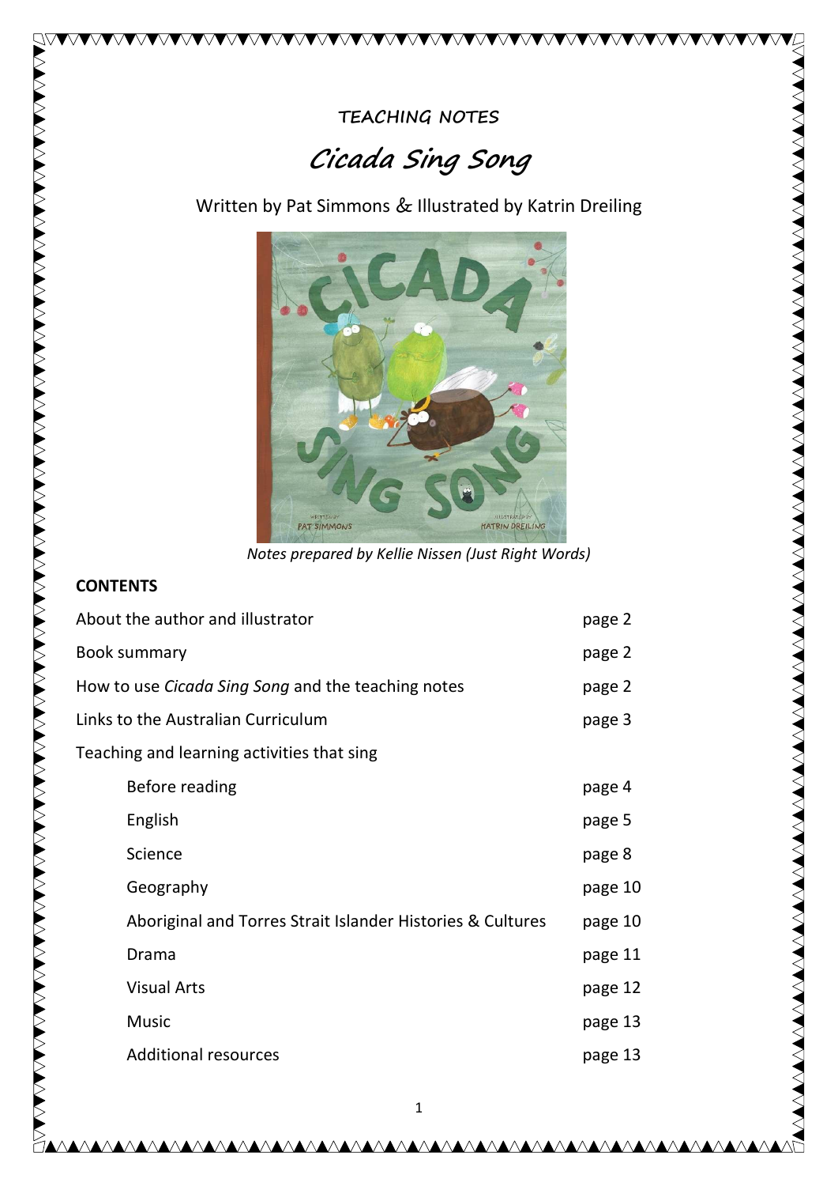**TEACHING NOTES**

# *Cicada Sing Song*

Written by Pat Simmons & Illustrated by Katrin Dreiling

*Notes prepared by Kellie Nissen (Just Right Words)*

## CONTENTS

| | |
|---|---|
| About the author and illustrator | page 2 |
| Book summary | page 2 |
| How to use *Cicada Sing Song* and the teaching notes | page 2 |
| Links to the Australian Curriculum | page 3 |
| Teaching and learning activities that sing | |
| Before reading | page 4 |
| English | page 5 |
| Science | page 8 |
| Geography | page 10 |
| Aboriginal and Torres Strait Islander Histories & Cultures | page 10 |
| Drama | page 11 |
| Visual Arts | page 12 |
| Music | page 13 |
| Additional resources | page 13 |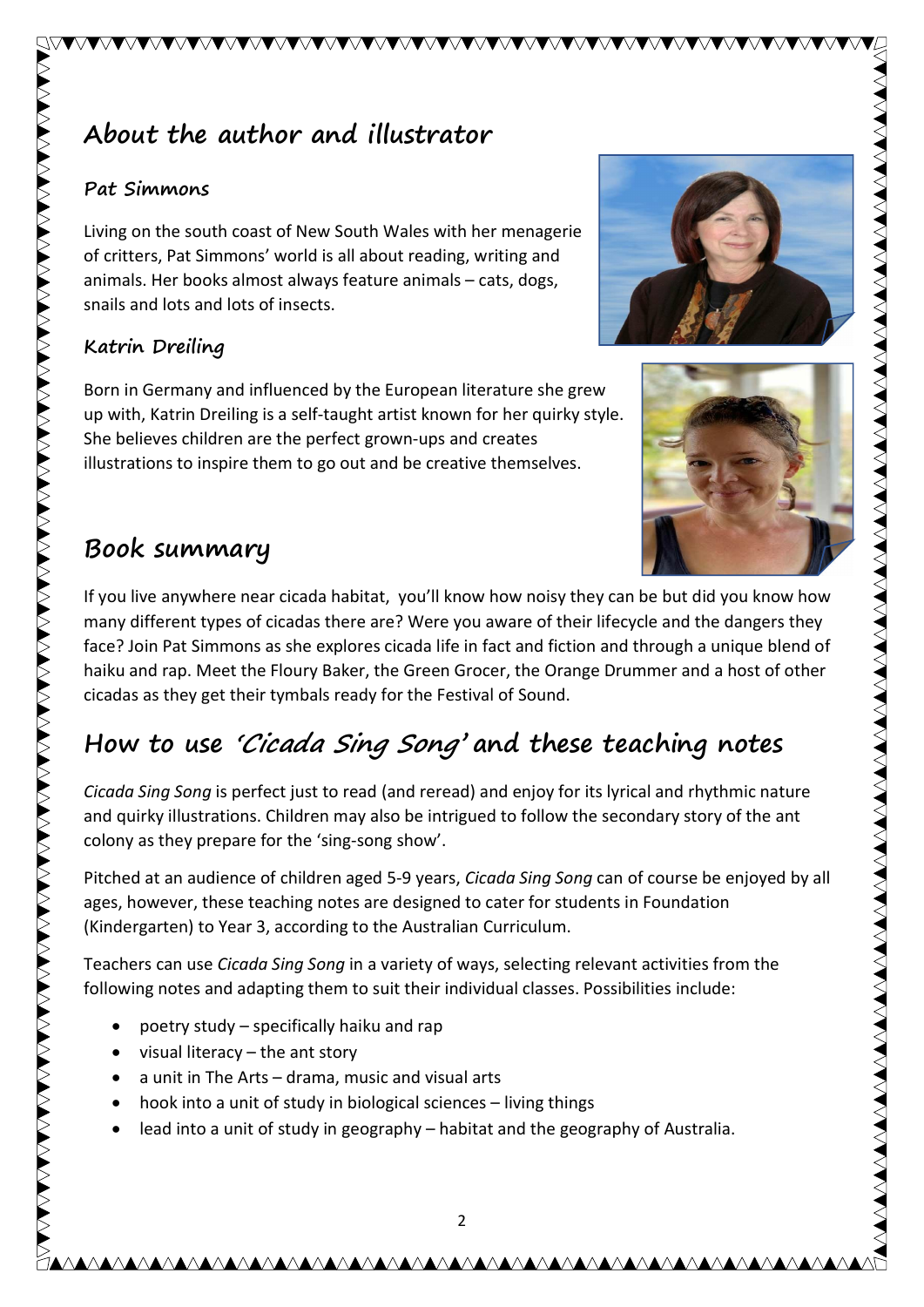## About the author and illustrator

### Pat Simmons

Living on the south coast of New South Wales with her menagerie of critters, Pat Simmons' world is all about reading, writing and animals. Her books almost always feature animals – cats, dogs, snails and lots and lots of insects.

### Katrin Dreiling

Born in Germany and influenced by the European literature she grew up with, Katrin Dreiling is a self-taught artist known for her quirky style. She believes children are the perfect grown-ups and creates illustrations to inspire them to go out and be creative themselves.

## Book summary

If you live anywhere near cicada habitat, you'll know how noisy they can be but did you know how many different types of cicadas there are? Were you aware of their lifecycle and the dangers they face? Join Pat Simmons as she explores cicada life in fact and fiction and through a unique blend of haiku and rap. Meet the Floury Baker, the Green Grocer, the Orange Drummer and a host of other cicadas as they get their tymbals ready for the Festival of Sound.

## How to use *'Cicada Sing Song'* and these teaching notes

*Cicada Sing Song* is perfect just to read (and reread) and enjoy for its lyrical and rhythmic nature and quirky illustrations. Children may also be intrigued to follow the secondary story of the ant colony as they prepare for the 'sing-song show'.

Pitched at an audience of children aged 5-9 years, *Cicada Sing Song* can of course be enjoyed by all ages, however, these teaching notes are designed to cater for students in Foundation (Kindergarten) to Year 3, according to the Australian Curriculum.

Teachers can use *Cicada Sing Song* in a variety of ways, selecting relevant activities from the following notes and adapting them to suit their individual classes. Possibilities include:

- poetry study – specifically haiku and rap
- visual literacy – the ant story
- a unit in The Arts – drama, music and visual arts
- hook into a unit of study in biological sciences – living things
- lead into a unit of study in geography – habitat and the geography of Australia.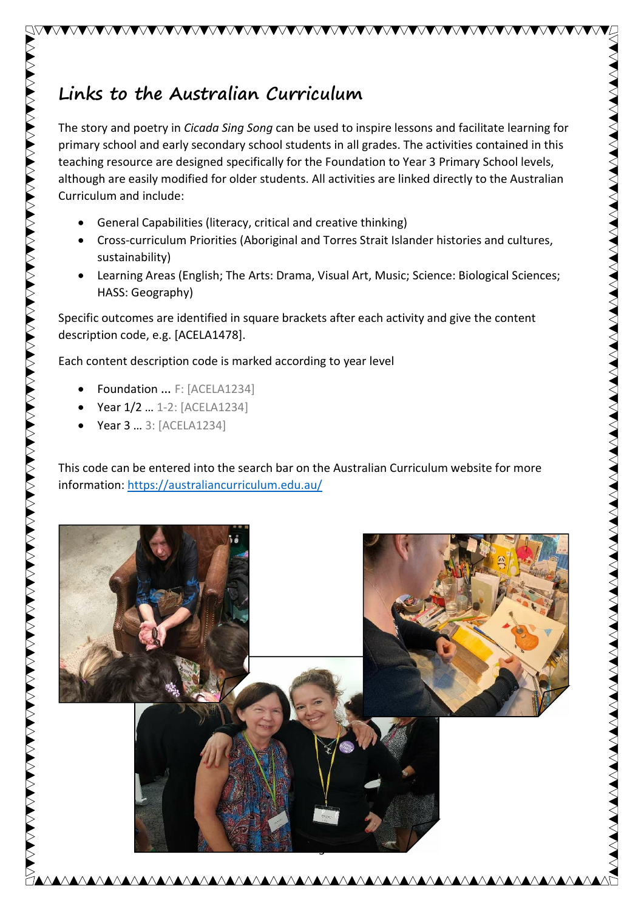# Links to the Australian Curriculum

The story and poetry in *Cicada Sing Song* can be used to inspire lessons and facilitate learning for primary school and early secondary school students in all grades. The activities contained in this teaching resource are designed specifically for the Foundation to Year 3 Primary School levels, although are easily modified for older students. All activities are linked directly to the Australian Curriculum and include:

- General Capabilities (literacy, critical and creative thinking)
- Cross-curriculum Priorities (Aboriginal and Torres Strait Islander histories and cultures, sustainability)
- Learning Areas (English; The Arts: Drama, Visual Art, Music; Science: Biological Sciences; HASS: Geography)

Specific outcomes are identified in square brackets after each activity and give the content description code, e.g. [ACELA1478].

Each content description code is marked according to year level

- Foundation ... F: [ACELA1234]
- Year 1/2 … 1-2: [ACELA1234]
- Year 3 … 3: [ACELA1234]

This code can be entered into the search bar on the Australian Curriculum website for more information: https://australiancurriculum.edu.au/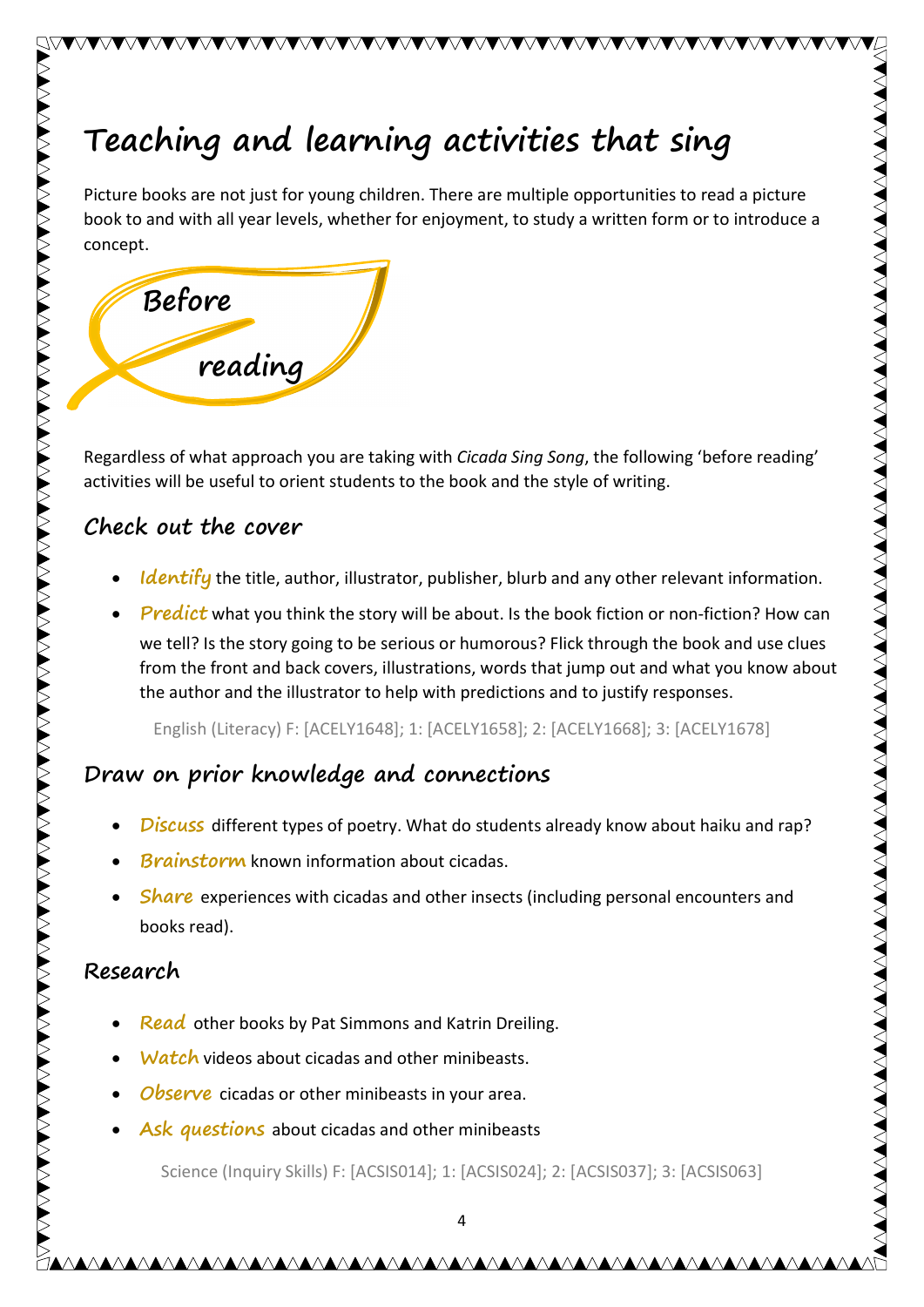# Teaching and learning activities that sing

Picture books are not just for young children. There are multiple opportunities to read a picture book to and with all year levels, whether for enjoyment, to study a written form or to introduce a concept.

## Before reading

Regardless of what approach you are taking with *Cicada Sing Song*, the following 'before reading' activities will be useful to orient students to the book and the style of writing.

### Check out the cover

- ***Identify*** the title, author, illustrator, publisher, blurb and any other relevant information.
- ***Predict*** what you think the story will be about. Is the book fiction or non-fiction? How can we tell? Is the story going to be serious or humorous? Flick through the book and use clues from the front and back covers, illustrations, words that jump out and what you know about the author and the illustrator to help with predictions and to justify responses.

English (Literacy) F: [ACELY1648]; 1: [ACELY1658]; 2: [ACELY1668]; 3: [ACELY1678]

### Draw on prior knowledge and connections

- **Discuss** different types of poetry. What do students already know about haiku and rap?
- **Brainstorm** known information about cicadas.
- **Share** experiences with cicadas and other insects (including personal encounters and books read).

### Research

- **Read** other books by Pat Simmons and Katrin Dreiling.
- **Watch** videos about cicadas and other minibeasts.
- **Observe** cicadas or other minibeasts in your area.
- **Ask questions** about cicadas and other minibeasts

Science (Inquiry Skills) F: [ACSIS014]; 1: [ACSIS024]; 2: [ACSIS037]; 3: [ACSIS063]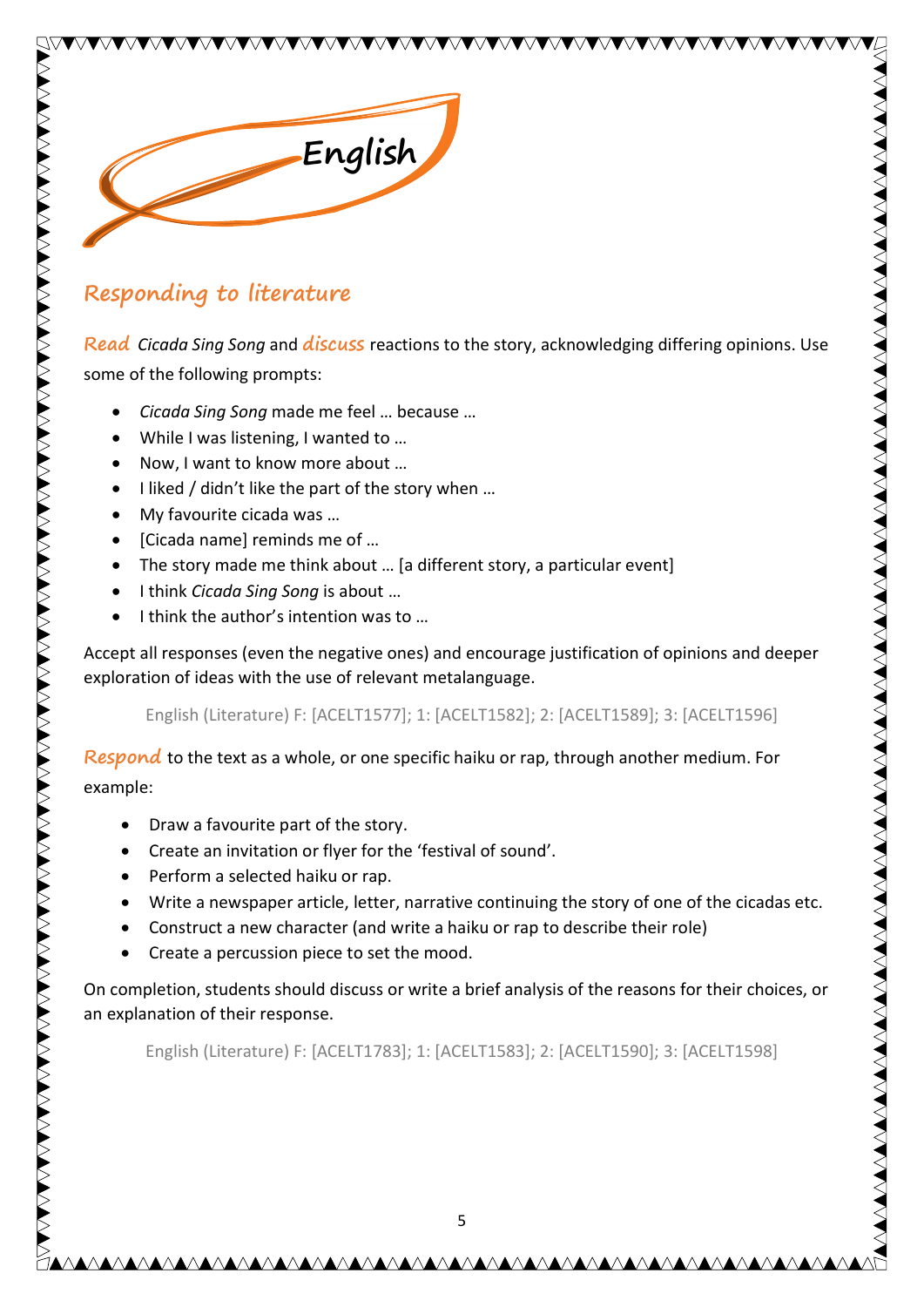# English

## Responding to literature

*Read* *Cicada Sing Song* and *discuss* reactions to the story, acknowledging differing opinions. Use some of the following prompts:

- *Cicada Sing Song* made me feel … because …
- While I was listening, I wanted to …
- Now, I want to know more about …
- I liked / didn't like the part of the story when …
- My favourite cicada was …
- [Cicada name] reminds me of …
- The story made me think about … [a different story, a particular event]
- I think *Cicada Sing Song* is about …
- I think the author's intention was to …

Accept all responses (even the negative ones) and encourage justification of opinions and deeper exploration of ideas with the use of relevant metalanguage.

English (Literature) F: [ACELT1577]; 1: [ACELT1582]; 2: [ACELT1589]; 3: [ACELT1596]

*Respond* to the text as a whole, or one specific haiku or rap, through another medium. For example:

- Draw a favourite part of the story.
- Create an invitation or flyer for the 'festival of sound'.
- Perform a selected haiku or rap.
- Write a newspaper article, letter, narrative continuing the story of one of the cicadas etc.
- Construct a new character (and write a haiku or rap to describe their role)
- Create a percussion piece to set the mood.

On completion, students should discuss or write a brief analysis of the reasons for their choices, or an explanation of their response.

English (Literature) F: [ACELT1783]; 1: [ACELT1583]; 2: [ACELT1590]; 3: [ACELT1598]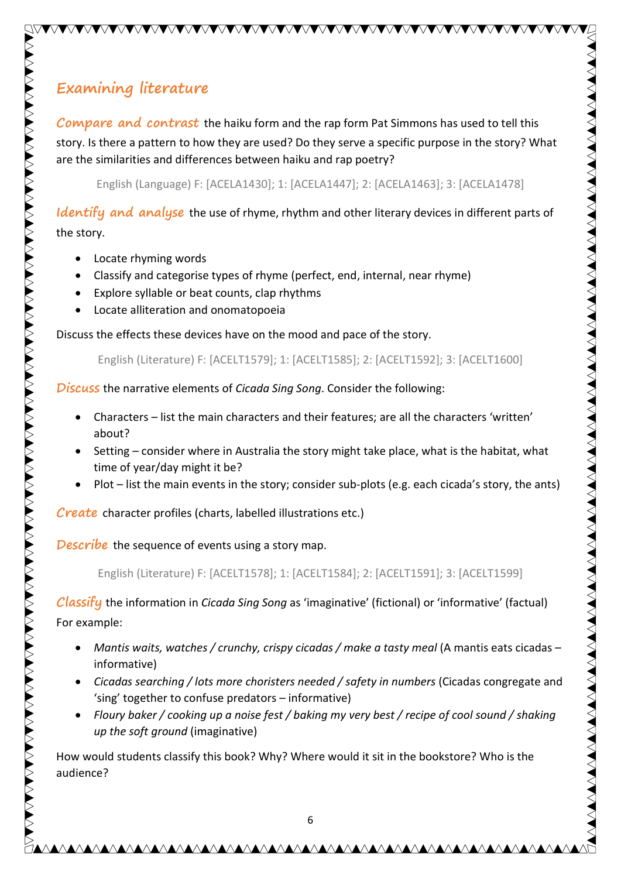## Examining literature

**Compare and contrast** the haiku form and the rap form Pat Simmons has used to tell this story. Is there a pattern to how they are used? Do they serve a specific purpose in the story? What are the similarities and differences between haiku and rap poetry?

English (Language) F: [ACELA1430]; 1: [ACELA1447]; 2: [ACELA1463]; 3: [ACELA1478]

**Identify and analyse** the use of rhyme, rhythm and other literary devices in different parts of the story.

- Locate rhyming words
- Classify and categorise types of rhyme (perfect, end, internal, near rhyme)
- Explore syllable or beat counts, clap rhythms
- Locate alliteration and onomatopoeia

Discuss the effects these devices have on the mood and pace of the story.

English (Literature) F: [ACELT1579]; 1: [ACELT1585]; 2: [ACELT1592]; 3: [ACELT1600]

**Discuss** the narrative elements of *Cicada Sing Song*. Consider the following:

- Characters – list the main characters and their features; are all the characters 'written' about?
- Setting – consider where in Australia the story might take place, what is the habitat, what time of year/day might it be?
- Plot – list the main events in the story; consider sub-plots (e.g. each cicada's story, the ants)

**Create** character profiles (charts, labelled illustrations etc.)

**Describe** the sequence of events using a story map.

English (Literature) F: [ACELT1578]; 1: [ACELT1584]; 2: [ACELT1591]; 3: [ACELT1599]

**Classify** the information in *Cicada Sing Song* as 'imaginative' (fictional) or 'informative' (factual) For example:

- *Mantis waits, watches / crunchy, crispy cicadas / make a tasty meal* (A mantis eats cicadas – informative)
- *Cicadas searching / lots more choristers needed / safety in numbers* (Cicadas congregate and 'sing' together to confuse predators – informative)
- *Floury baker / cooking up a noise fest / baking my very best / recipe of cool sound / shaking up the soft ground* (imaginative)

How would students classify this book? Why? Where would it sit in the bookstore? Who is the audience?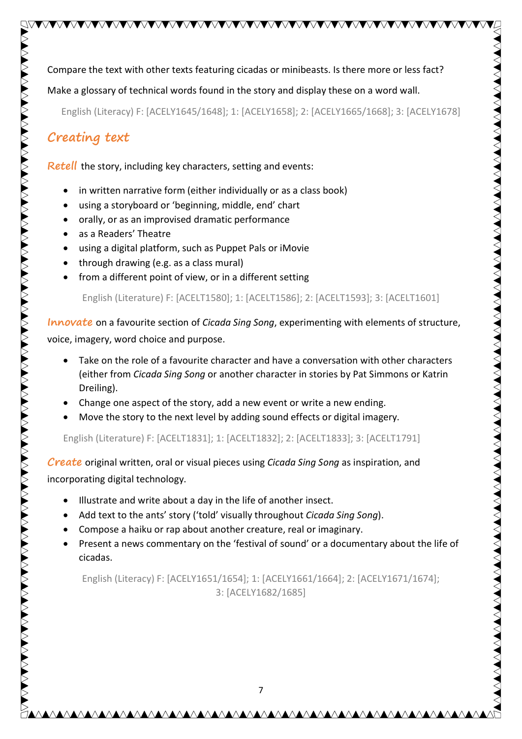Compare the text with other texts featuring cicadas or minibeasts. Is there more or less fact?

Make a glossary of technical words found in the story and display these on a word wall.

English (Literacy) F: [ACELY1645/1648]; 1: [ACELY1658]; 2: [ACELY1665/1668]; 3: [ACELY1678]

## Creating text

**Retell** the story, including key characters, setting and events:

- in written narrative form (either individually or as a class book)
- using a storyboard or 'beginning, middle, end' chart
- orally, or as an improvised dramatic performance
- as a Readers' Theatre
- using a digital platform, such as Puppet Pals or iMovie
- through drawing (e.g. as a class mural)
- from a different point of view, or in a different setting

English (Literature) F: [ACELT1580]; 1: [ACELT1586]; 2: [ACELT1593]; 3: [ACELT1601]

**Innovate** on a favourite section of *Cicada Sing Song*, experimenting with elements of structure, voice, imagery, word choice and purpose.

- Take on the role of a favourite character and have a conversation with other characters (either from *Cicada Sing Song* or another character in stories by Pat Simmons or Katrin Dreiling).
- Change one aspect of the story, add a new event or write a new ending.
- Move the story to the next level by adding sound effects or digital imagery.

English (Literature) F: [ACELT1831]; 1: [ACELT1832]; 2: [ACELT1833]; 3: [ACELT1791]

**Create** original written, oral or visual pieces using *Cicada Sing Song* as inspiration, and incorporating digital technology.

- Illustrate and write about a day in the life of another insect.
- Add text to the ants' story ('told' visually throughout *Cicada Sing Song*).
- Compose a haiku or rap about another creature, real or imaginary.
- Present a news commentary on the 'festival of sound' or a documentary about the life of cicadas.

English (Literacy) F: [ACELY1651/1654]; 1: [ACELY1661/1664]; 2: [ACELY1671/1674]; 3: [ACELY1682/1685]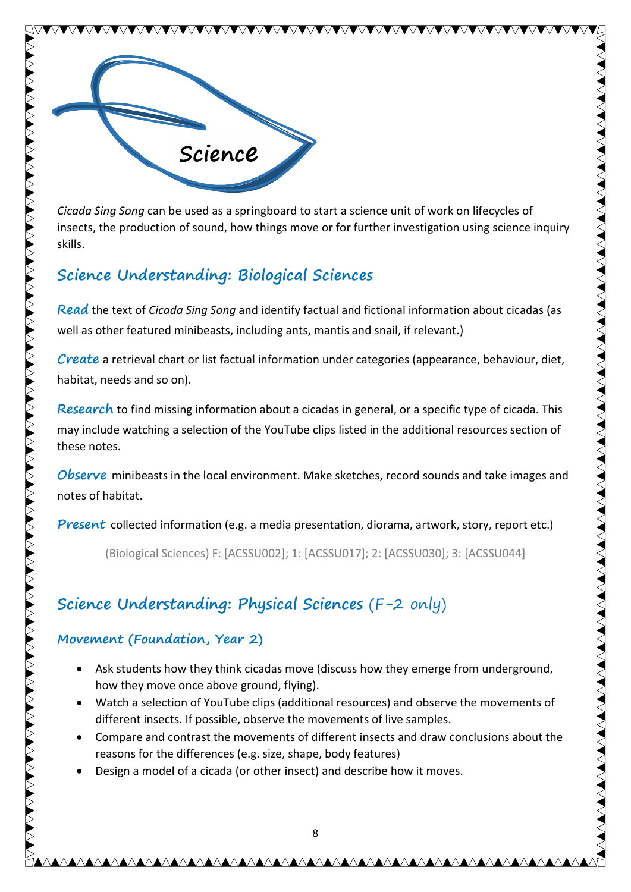# Science

*Cicada Sing Song* can be used as a springboard to start a science unit of work on lifecycles of insects, the production of sound, how things move or for further investigation using science inquiry skills.

## Science Understanding: Biological Sciences

**Read** the text of *Cicada Sing Song* and identify factual and fictional information about cicadas (as well as other featured minibeasts, including ants, mantis and snail, if relevant.)

**Create** a retrieval chart or list factual information under categories (appearance, behaviour, diet, habitat, needs and so on).

**Research** to find missing information about a cicadas in general, or a specific type of cicada. This may include watching a selection of the YouTube clips listed in the additional resources section of these notes.

**Observe** minibeasts in the local environment. Make sketches, record sounds and take images and notes of habitat.

**Present** collected information (e.g. a media presentation, diorama, artwork, story, report etc.)

(Biological Sciences) F: [ACSSU002]; 1: [ACSSU017]; 2: [ACSSU030]; 3: [ACSSU044]

## Science Understanding: Physical Sciences (F-2 only)

### Movement (Foundation, Year 2)

- Ask students how they think cicadas move (discuss how they emerge from underground, how they move once above ground, flying).
- Watch a selection of YouTube clips (additional resources) and observe the movements of different insects. If possible, observe the movements of live samples.
- Compare and contrast the movements of different insects and draw conclusions about the reasons for the differences (e.g. size, shape, body features)
- Design a model of a cicada (or other insect) and describe how it moves.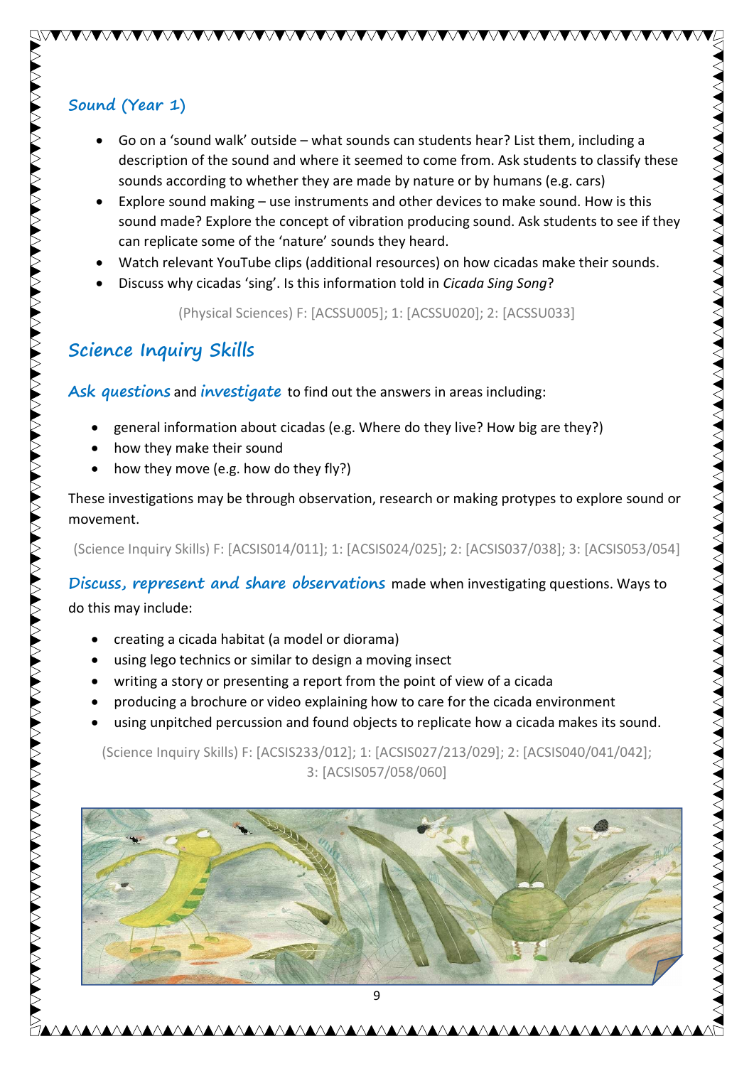## Sound (Year 1)

- Go on a 'sound walk' outside – what sounds can students hear? List them, including a description of the sound and where it seemed to come from. Ask students to classify these sounds according to whether they are made by nature or by humans (e.g. cars)
- Explore sound making – use instruments and other devices to make sound. How is this sound made? Explore the concept of vibration producing sound. Ask students to see if they can replicate some of the 'nature' sounds they heard.
- Watch relevant YouTube clips (additional resources) on how cicadas make their sounds.
- Discuss why cicadas 'sing'. Is this information told in *Cicada Sing Song*?

(Physical Sciences) F: [ACSSU005]; 1: [ACSSU020]; 2: [ACSSU033]

# Science Inquiry Skills

**Ask questions** and **investigate** to find out the answers in areas including:

- general information about cicadas (e.g. Where do they live? How big are they?)
- how they make their sound
- how they move (e.g. how do they fly?)

These investigations may be through observation, research or making protypes to explore sound or movement.

(Science Inquiry Skills) F: [ACSIS014/011]; 1: [ACSIS024/025]; 2: [ACSIS037/038]; 3: [ACSIS053/054]

**Discuss, represent and share observations** made when investigating questions. Ways to do this may include:

- creating a cicada habitat (a model or diorama)
- using lego technics or similar to design a moving insect
- writing a story or presenting a report from the point of view of a cicada
- producing a brochure or video explaining how to care for the cicada environment
- using unpitched percussion and found objects to replicate how a cicada makes its sound.

(Science Inquiry Skills) F: [ACSIS233/012]; 1: [ACSIS027/213/029]; 2: [ACSIS040/041/042]; 3: [ACSIS057/058/060]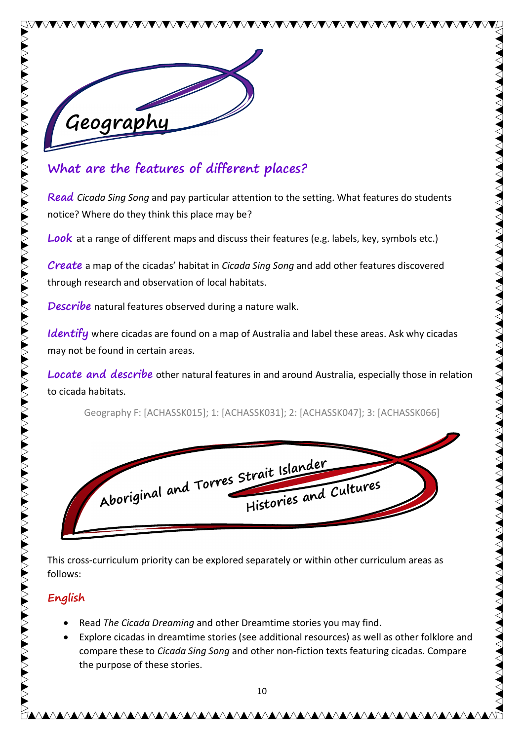# Geography

## What are the features of different places?

***Read*** *Cicada Sing Song* and pay particular attention to the setting. What features do students notice? Where do they think this place may be?

***Look*** at a range of different maps and discuss their features (e.g. labels, key, symbols etc.)

***Create*** a map of the cicadas' habitat in *Cicada Sing Song* and add other features discovered through research and observation of local habitats.

***Describe*** natural features observed during a nature walk.

***Identify*** where cicadas are found on a map of Australia and label these areas. Ask why cicadas may not be found in certain areas.

***Locate and describe*** other natural features in and around Australia, especially those in relation to cicada habitats.

Geography F: [ACHASSK015]; 1: [ACHASSK031]; 2: [ACHASSK047]; 3: [ACHASSK066]

# Aboriginal and Torres Strait Islander Histories and Cultures

This cross-curriculum priority can be explored separately or within other curriculum areas as follows:

## English

- Read *The Cicada Dreaming* and other Dreamtime stories you may find.
- Explore cicadas in dreamtime stories (see additional resources) as well as other folklore and compare these to *Cicada Sing Song* and other non-fiction texts featuring cicadas. Compare the purpose of these stories.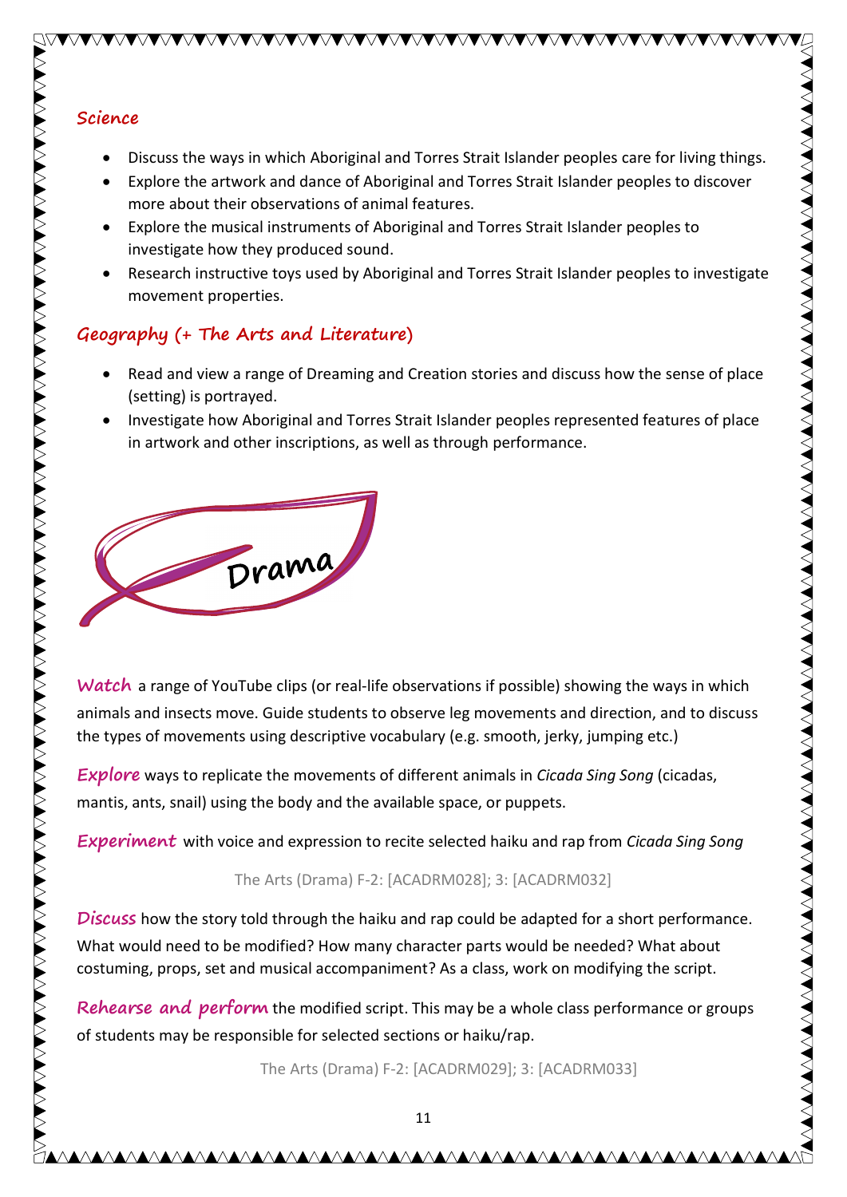## Science

- Discuss the ways in which Aboriginal and Torres Strait Islander peoples care for living things.
- Explore the artwork and dance of Aboriginal and Torres Strait Islander peoples to discover more about their observations of animal features.
- Explore the musical instruments of Aboriginal and Torres Strait Islander peoples to investigate how they produced sound.
- Research instructive toys used by Aboriginal and Torres Strait Islander peoples to investigate movement properties.

## Geography (+ The Arts and Literature)

- Read and view a range of Dreaming and Creation stories and discuss how the sense of place (setting) is portrayed.
- Investigate how Aboriginal and Torres Strait Islander peoples represented features of place in artwork and other inscriptions, as well as through performance.

## Drama

**Watch** a range of YouTube clips (or real-life observations if possible) showing the ways in which animals and insects move. Guide students to observe leg movements and direction, and to discuss the types of movements using descriptive vocabulary (e.g. smooth, jerky, jumping etc.)

**Explore** ways to replicate the movements of different animals in *Cicada Sing Song* (cicadas, mantis, ants, snail) using the body and the available space, or puppets.

**Experiment** with voice and expression to recite selected haiku and rap from *Cicada Sing Song*

The Arts (Drama) F-2: [ACADRM028]; 3: [ACADRM032]

**Discuss** how the story told through the haiku and rap could be adapted for a short performance. What would need to be modified? How many character parts would be needed? What about costuming, props, set and musical accompaniment? As a class, work on modifying the script.

**Rehearse and perform** the modified script. This may be a whole class performance or groups of students may be responsible for selected sections or haiku/rap.

The Arts (Drama) F-2: [ACADRM029]; 3: [ACADRM033]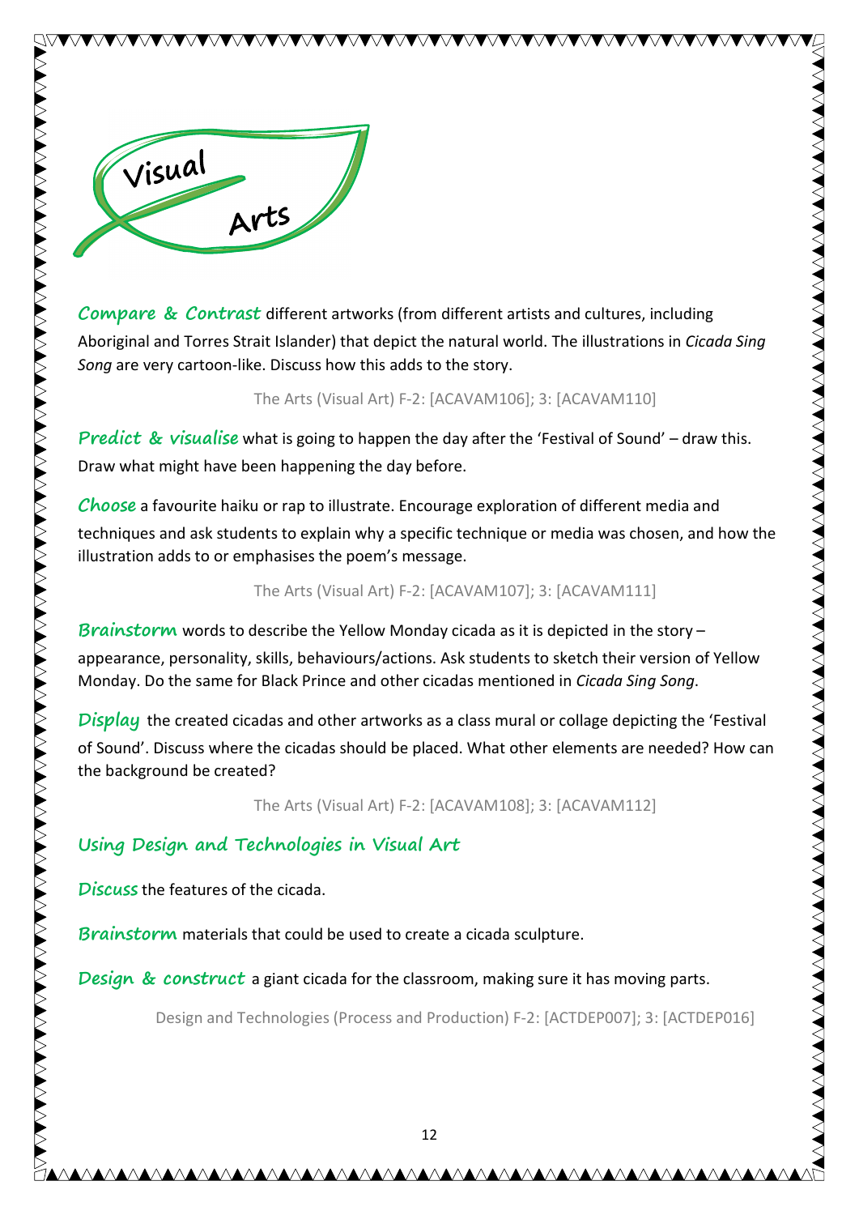# Visual Arts

**Compare & Contrast** different artworks (from different artists and cultures, including Aboriginal and Torres Strait Islander) that depict the natural world. The illustrations in *Cicada Sing Song* are very cartoon-like. Discuss how this adds to the story.

The Arts (Visual Art) F-2: [ACAVAM106]; 3: [ACAVAM110]

**Predict & visualise** what is going to happen the day after the 'Festival of Sound' – draw this. Draw what might have been happening the day before.

**Choose** a favourite haiku or rap to illustrate. Encourage exploration of different media and techniques and ask students to explain why a specific technique or media was chosen, and how the illustration adds to or emphasises the poem's message.

The Arts (Visual Art) F-2: [ACAVAM107]; 3: [ACAVAM111]

**Brainstorm** words to describe the Yellow Monday cicada as it is depicted in the story – appearance, personality, skills, behaviours/actions. Ask students to sketch their version of Yellow Monday. Do the same for Black Prince and other cicadas mentioned in *Cicada Sing Song*.

**Display** the created cicadas and other artworks as a class mural or collage depicting the 'Festival of Sound'. Discuss where the cicadas should be placed. What other elements are needed? How can the background be created?

The Arts (Visual Art) F-2: [ACAVAM108]; 3: [ACAVAM112]

## Using Design and Technologies in Visual Art

**Discuss** the features of the cicada.

**Brainstorm** materials that could be used to create a cicada sculpture.

**Design & construct** a giant cicada for the classroom, making sure it has moving parts.

Design and Technologies (Process and Production) F-2: [ACTDEP007]; 3: [ACTDEP016]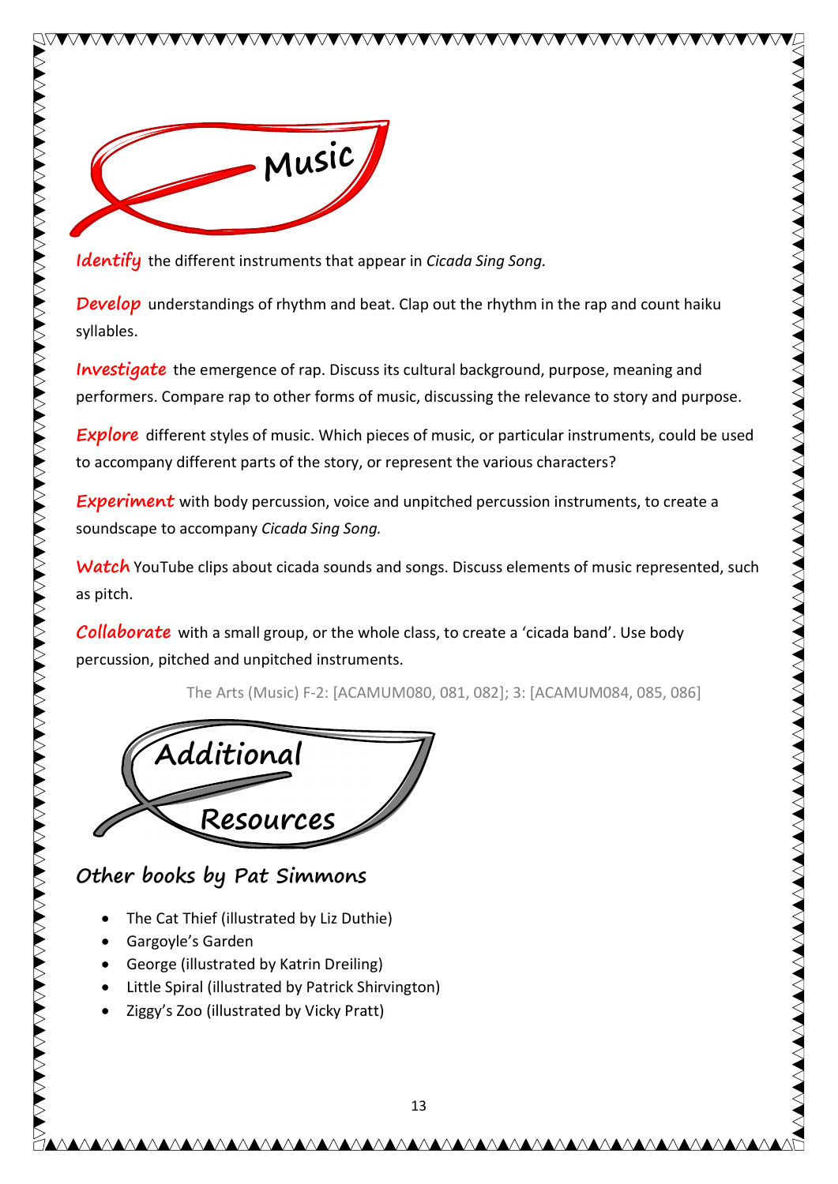## Music

***Identify*** the different instruments that appear in *Cicada Sing Song.*

***Develop*** understandings of rhythm and beat. Clap out the rhythm in the rap and count haiku syllables.

***Investigate*** the emergence of rap. Discuss its cultural background, purpose, meaning and performers. Compare rap to other forms of music, discussing the relevance to story and purpose.

***Explore*** different styles of music. Which pieces of music, or particular instruments, could be used to accompany different parts of the story, or represent the various characters?

***Experiment*** with body percussion, voice and unpitched percussion instruments, to create a soundscape to accompany *Cicada Sing Song.*

***Watch*** YouTube clips about cicada sounds and songs. Discuss elements of music represented, such as pitch.

***Collaborate*** with a small group, or the whole class, to create a 'cicada band'. Use body percussion, pitched and unpitched instruments.

The Arts (Music) F-2: [ACAMUM080, 081, 082]; 3: [ACAMUM084, 085, 086]

## Additional Resources

### Other books by Pat Simmons

- The Cat Thief (illustrated by Liz Duthie)
- Gargoyle's Garden
- George (illustrated by Katrin Dreiling)
- Little Spiral (illustrated by Patrick Shirvington)
- Ziggy's Zoo (illustrated by Vicky Pratt)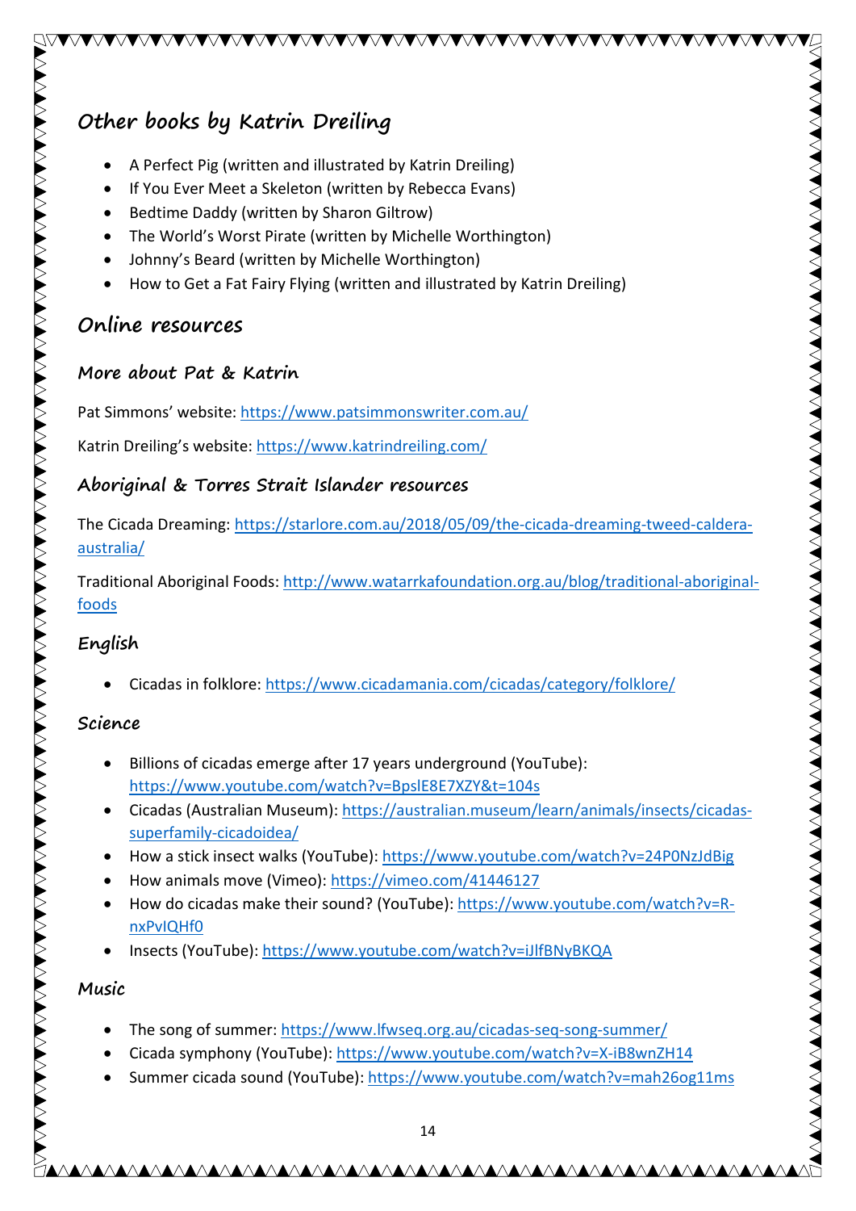## Other books by Katrin Dreiling

- A Perfect Pig (written and illustrated by Katrin Dreiling)
- If You Ever Meet a Skeleton (written by Rebecca Evans)
- Bedtime Daddy (written by Sharon Giltrow)
- The World's Worst Pirate (written by Michelle Worthington)
- Johnny's Beard (written by Michelle Worthington)
- How to Get a Fat Fairy Flying (written and illustrated by Katrin Dreiling)

## Online resources

### More about Pat & Katrin

Pat Simmons' website: https://www.patsimmonswriter.com.au/

Katrin Dreiling's website: https://www.katrindreiling.com/

### Aboriginal & Torres Strait Islander resources

The Cicada Dreaming: https://starlore.com.au/2018/05/09/the-cicada-dreaming-tweed-caldera-australia/

Traditional Aboriginal Foods: http://www.watarrkafoundation.org.au/blog/traditional-aboriginal-foods

### English

- Cicadas in folklore: https://www.cicadamania.com/cicadas/category/folklore/

### Science

- Billions of cicadas emerge after 17 years underground (YouTube): https://www.youtube.com/watch?v=BpslE8E7XZY&t=104s
- Cicadas (Australian Museum): https://australian.museum/learn/animals/insects/cicadas-superfamily-cicadoidea/
- How a stick insect walks (YouTube): https://www.youtube.com/watch?v=24P0NzJdBig
- How animals move (Vimeo): https://vimeo.com/41446127
- How do cicadas make their sound? (YouTube): https://www.youtube.com/watch?v=R-nxPvIQHf0
- Insects (YouTube): https://www.youtube.com/watch?v=iJlfBNyBKQA

### Music

- The song of summer: https://www.lfwseq.org.au/cicadas-seq-song-summer/
- Cicada symphony (YouTube): https://www.youtube.com/watch?v=X-iB8wnZH14
- Summer cicada sound (YouTube): https://www.youtube.com/watch?v=mah26og11ms